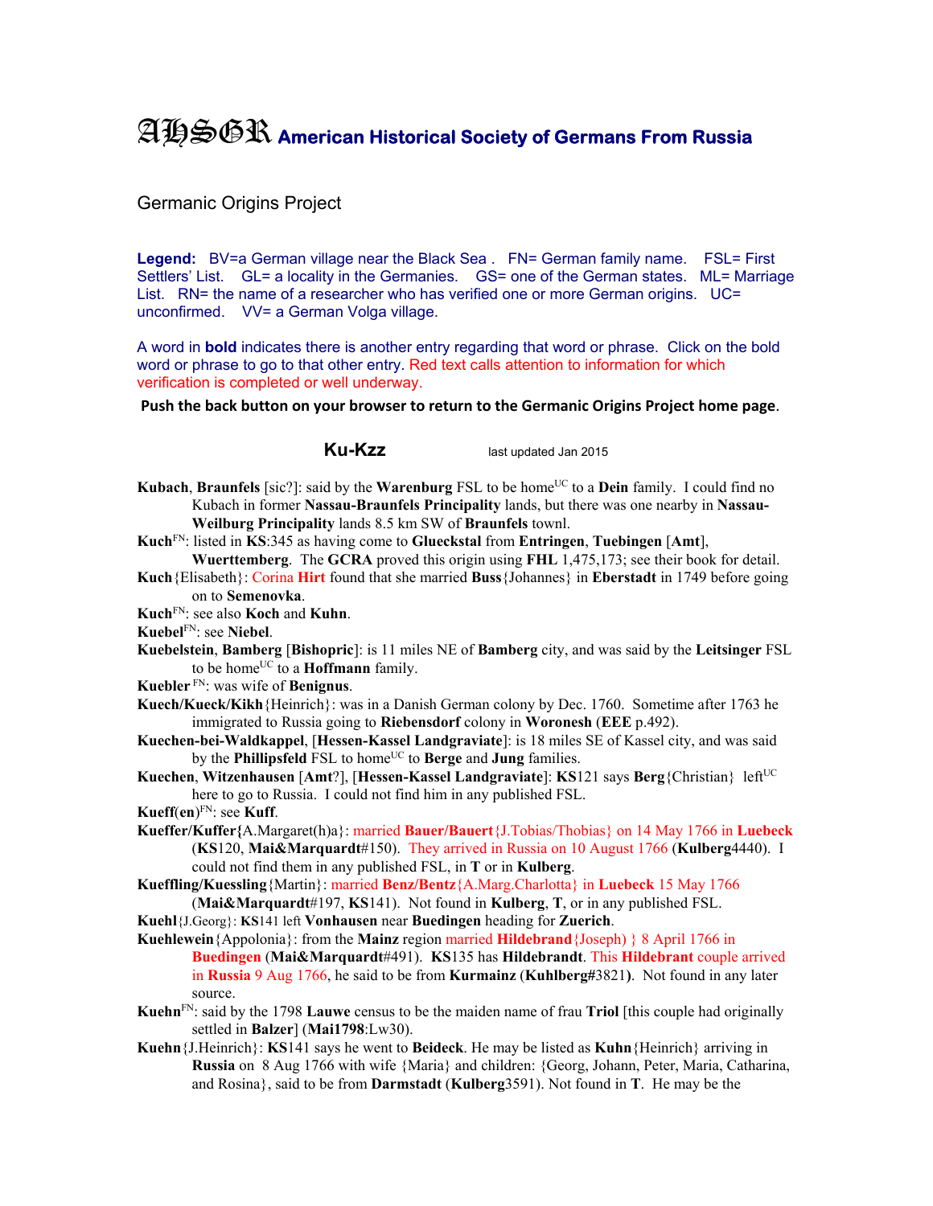# AHSGR American Historical Society of Germans From Russia

Germanic Origins Project

**Legend:** BV=a German village near the Black Sea . FN= German family name. FSL= First Settlers' List. GL= a locality in the Germanies. GS= one of the German states. ML= Marriage List. RN= the name of a researcher who has verified one or more German origins. UC= unconfirmed. VV= a German Volga village.

A word in **bold** indicates there is another entry regarding that word or phrase. Click on the bold word or phrase to go to that other entry. Red text calls attention to information for which verification is completed or well underway.

**Push the back button on your browser to return to the Germanic Origins Project home page**.

## Ku-Kzz

last updated Jan 2015

**Kubach**, **Braunfels** [sic?]: said by the **Warenburg** FSL to be home[UC] to a **Dein** family. I could find no Kubach in former **Nassau-Braunfels Principality** lands, but there was one nearby in **Nassau-Weilburg Principality** lands 8.5 km SW of **Braunfels** townl.

**Kuch**[FN]: listed in **KS**:345 as having come to **Glueckstal** from **Entringen**, **Tuebingen** [**Amt**], **Wuerttemberg**. The **GCRA** proved this origin using **FHL** 1,475,173; see their book for detail.

**Kuch**{Elisabeth}: Corina **Hirt** found that she married **Buss**{Johannes} in **Eberstadt** in 1749 before going on to **Semenovka**.

**Kuch**[FN]: see also **Koch** and **Kuhn**.

**Kuebel**[FN]: see **Niebel**.

**Kuebelstein**, **Bamberg** [**Bishopric**]: is 11 miles NE of **Bamberg** city, and was said by the **Leitsinger** FSL to be home[UC] to a **Hoffmann** family.

**Kuebler** [FN]: was wife of **Benignus**.

**Kuech/Kueck/Kikh**{Heinrich}: was in a Danish German colony by Dec. 1760. Sometime after 1763 he immigrated to Russia going to **Riebensdorf** colony in **Woronesh** (**EEE** p.492).

**Kuechen-bei-Waldkappel**, [**Hessen-Kassel Landgraviate**]: is 18 miles SE of Kassel city, and was said by the **Phillipsfeld** FSL to home[UC] to **Berge** and **Jung** families.

**Kuechen**, **Witzenhausen** [**Amt**?], [**Hessen-Kassel Landgraviate**]: **KS**121 says **Berg**{Christian} left[UC] here to go to Russia. I could not find him in any published FSL.

**Kueff**(**en**)[FN]: see **Kuff**.

**Kueffer/Kuffer{**A.Margaret(h)a}: married **Bauer/Bauert**{J.Tobias/Thobias} on 14 May 1766 in **Luebeck** (**KS**120, **Mai&Marquardt**#150). They arrived in Russia on 10 August 1766 (**Kulberg**4440). I could not find them in any published FSL, in **T** or in **Kulberg**.

**Kueffling/Kuessling**{Martin}: married **Benz/Bentz**{A.Marg.Charlotta} in **Luebeck** 15 May 1766 (**Mai&Marquardt**#197, **KS**141). Not found in **Kulberg**, **T**, or in any published FSL.

**Kuehl**{J.Georg}: **KS**141 left **Vonhausen** near **Buedingen** heading for **Zuerich**.

**Kuehlewein**{Appolonia}: from the **Mainz** region married **Hildebrand**{Joseph) } 8 April 1766 in **Buedingen** (**Mai&Marquardt**#491). **KS**135 has **Hildebrandt**. This **Hildebrant** couple arrived in **Russia** 9 Aug 1766, he said to be from **Kurmainz** (**Kuhlberg#**3821**)**. Not found in any later source.

**Kuehn**[FN]: said by the 1798 **Lauwe** census to be the maiden name of frau **Triol** [this couple had originally settled in **Balzer**] (**Mai1798**:Lw30).

**Kuehn**{J.Heinrich}: **KS**141 says he went to **Beideck**. He may be listed as **Kuhn**{Heinrich} arriving in **Russia** on 8 Aug 1766 with wife {Maria} and children: {Georg, Johann, Peter, Maria, Catharina, and Rosina}, said to be from **Darmstadt** (**Kulberg**3591). Not found in **T**. He may be the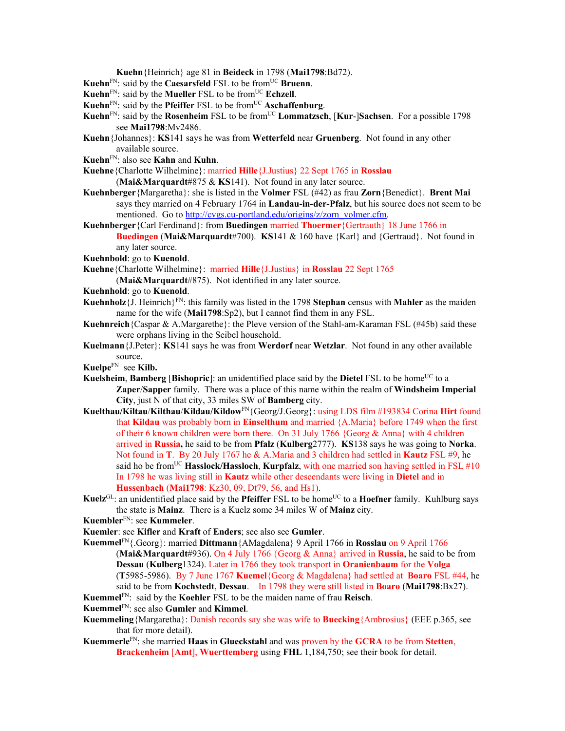**Kuehn**{Heinrich} age 81 in **Beideck** in 1798 (**Mai1798**:Bd72).

**Kuehn**[FN]: said by the **Caesarsfeld** FSL to be from[UC] **Bruenn**.

**Kuehn**[FN]: said by the **Mueller** FSL to be from[UC] **Echzell**.

**Kuehn**[FN]: said by the **Pfeiffer** FSL to be from[UC] **Aschaffenburg**.

**Kuehn**[FN]: said by the **Rosenheim** FSL to be from[UC] **Lommatzsch**, [**Kur**-]**Sachsen**. For a possible 1798 see **Mai1798**:Mv2486.

**Kuehn**{Johannes}: **KS**141 says he was from **Wetterfeld** near **Gruenberg**. Not found in any other available source.

**Kuehn**[FN]: also see **Kahn** and **Kuhn**.

**Kuehne**{Charlotte Wilhelmine}: married **Hille**{J.Justius} 22 Sept 1765 in **Rosslau** (**Mai&Marquardt**#875 & **KS**141). Not found in any later source.

**Kuehnberger**{Margaretha}: she is listed in the **Volmer** FSL (#42) as frau **Zorn**{Benedict}. **Brent Mai** says they married on 4 February 1764 in **Landau-in-der-Pfalz**, but his source does not seem to be mentioned. Go to http://cvgs.cu-portland.edu/origins/z/zorn_volmer.cfm.

**Kuehnberger**{Carl Ferdinand}: from **Buedingen** married **Thoermer**{Gertrauth} 18 June 1766 in **Buedingen** (**Mai&Marquardt**#700). **KS**141 & 160 have {Karl} and {Gertraud}. Not found in any later source.

**Kuehnbold**: go to **Kuenold**.

**Kuehne**{Charlotte Wilhelmine}: married **Hille**{J.Justius} in **Rosslau** 22 Sept 1765 (**Mai&Marquardt**#875). Not identified in any later source.

**Kuehnhold**: go to **Kuenold**.

**Kuehnholz**{J. Heinrich}[FN]: this family was listed in the 1798 **Stephan** census with **Mahler** as the maiden name for the wife (**Mai1798**:Sp2), but I cannot find them in any FSL.

**Kuehnreich**{Caspar & A.Margarethe}: the Pleve version of the Stahl-am-Karaman FSL (#45b) said these were orphans living in the Seibel household.

**Kuelmann**{J.Peter}: **KS**141 says he was from **Werdorf** near **Wetzlar**. Not found in any other available source.

**Kuelpe**[FN] see **Kilb.**

**Kuelsheim**, **Bamberg** [**Bishopric**]: an unidentified place said by the **Dietel** FSL to be home[UC] to a **Zaper**/**Sapper** family. There was a place of this name within the realm of **Windsheim Imperial City**, just N of that city, 33 miles SW of **Bamberg** city.

**Kuelthau/Kiltau/Kilthau/Kildau/Kildow**[FN]{Georg/J.Georg}: using LDS film #193834 Corina **Hirt** found that **Kildau** was probably born in **Einselthum** and married {A.Maria} before 1749 when the first of their 6 known children were born there. On 31 July 1766 {Georg & Anna} with 4 children arrived in **Russia,** he said to be from **Pfalz** (**Kulberg**2777). **KS**138 says he was going to **Norka**. Not found in **T**. By 20 July 1767 he & A.Maria and 3 children had settled in **Kautz** FSL #9, he said ho be from[UC] **Hasslock/Hassloch**, **Kurpfalz**, with one married son having settled in FSL #10 In 1798 he was living still in **Kautz** while other descendants were living in **Dietel** and in **Hussenbach** (**Mai1798**: Kz30, 09, Dt79, 56, and Hs1).

**Kuelz**[GL]: an unidentified place said by the **Pfeiffer** FSL to be home[UC] to a **Hoefner** family. Kuhlburg says the state is **Mainz**. There is a Kuelz some 34 miles W of **Mainz** city.

**Kuembler**[FN]: see **Kummeler**.

**Kuemler**: see **Kifler** and **Kraft** of **Enders**; see also see **Gumler**.

**Kuemmel**[FN]{.Georg}: married **Dittmann**{AMagdalena} 9 April 1766 in **Rosslau** on 9 April 1766 (**Mai&Marquardt**#936). On 4 July 1766 {Georg & Anna} arrived in **Russia**, he said to be from **Dessau** (**Kulberg**1324). Later in 1766 they took transport in **Oranienbaum** for the **Volga** (**T**5985-5986). By 7 June 1767 **Kuemel**{Georg & Magdalena} had settled at **Boaro** FSL #44, he said to be from **Kochstedt**, **Dessau**. In 1798 they were still listed in **Boaro** (**Mai1798**:Bx27).

**Kuemmel**[FN]: said by the **Koehler** FSL to be the maiden name of frau **Reisch**.

**Kuemmel**[FN]: see also **Gumler** and **Kimmel**.

**Kuemmeling**{Margaretha}: Danish records say she was wife to **Buecking**{Ambrosius} (EEE p.365, see that for more detail).

**Kuemmerle**[FN]: she married **Haas** in **Glueckstahl** and was proven by the **GCRA** to be from **Stetten**, **Brackenheim** [**Amt**], **Wuerttemberg** using **FHL** 1,184,750; see their book for detail.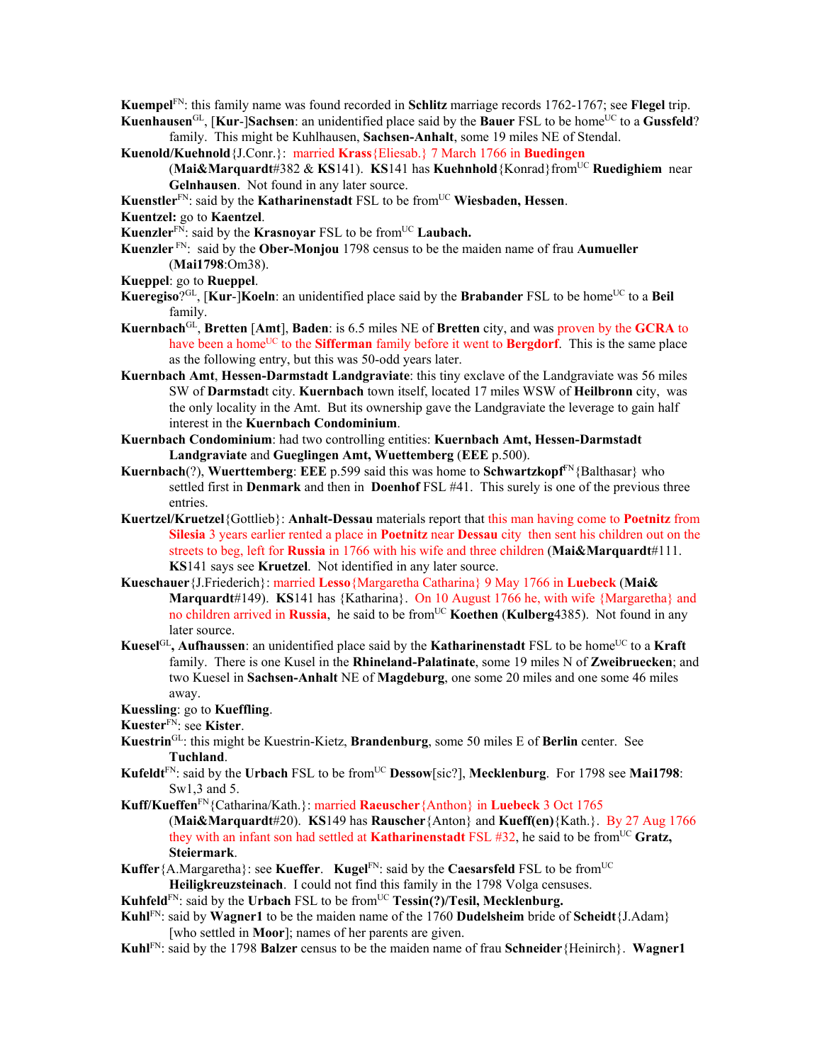**Kuempel**[FN]: this family name was found recorded in **Schlitz** marriage records 1762-1767; see **Flegel** trip.

**Kuenhausen**[GL], [**Kur**-]**Sachsen**: an unidentified place said by the **Bauer** FSL to be home[UC] to a **Gussfeld**? family. This might be Kuhlhausen, **Sachsen-Anhalt**, some 19 miles NE of Stendal.

**Kuenold/Kuehnold**{J.Conr.}: married **Krass**{Eliesab.} 7 March 1766 in **Buedingen** (**Mai&Marquardt**#382 & **KS**141). **KS**141 has **Kuehnhold**{Konrad}from[UC] **Ruedighiem** near **Gelnhausen**. Not found in any later source.

**Kuenstler**[FN]: said by the **Katharinenstadt** FSL to be from[UC] **Wiesbaden, Hessen**.

**Kuentzel:** go to **Kaentzel**.

**Kuenzler**[FN]: said by the **Krasnoyar** FSL to be from[UC] **Laubach.**

**Kuenzler** [FN]: said by the **Ober-Monjou** 1798 census to be the maiden name of frau **Aumueller** (**Mai1798**:Om38).

**Kueppel**: go to **Rueppel**.

**Kueregiso**?[GL], [**Kur**-]**Koeln**: an unidentified place said by the **Brabander** FSL to be home[UC] to a **Beil** family.

**Kuernbach**[GL], **Bretten** [**Amt**], **Baden**: is 6.5 miles NE of **Bretten** city, and was proven by the **GCRA** to have been a home[UC] to the **Sifferman** family before it went to **Bergdorf**. This is the same place as the following entry, but this was 50-odd years later.

**Kuernbach Amt**, **Hessen-Darmstadt Landgraviate**: this tiny exclave of the Landgraviate was 56 miles SW of **Darmstad**t city. **Kuernbach** town itself, located 17 miles WSW of **Heilbronn** city, was the only locality in the Amt. But its ownership gave the Landgraviate the leverage to gain half interest in the **Kuernbach Condominium**.

**Kuernbach Condominium**: had two controlling entities: **Kuernbach Amt, Hessen-Darmstadt Landgraviate** and **Gueglingen Amt, Wuettemberg** (**EEE** p.500).

**Kuernbach**(?), **Wuerttemberg**: **EEE** p.599 said this was home to **Schwartzkopf**[FN]{Balthasar} who settled first in **Denmark** and then in **Doenhof** FSL #41. This surely is one of the previous three entries.

**Kuertzel/Kruetzel**{Gottlieb}: **Anhalt-Dessau** materials report that this man having come to **Poetnitz** from **Silesia** 3 years earlier rented a place in **Poetnitz** near **Dessau** city then sent his children out on the streets to beg, left for **Russia** in 1766 with his wife and three children (**Mai&Marquardt**#111. **KS**141 says see **Kruetzel**. Not identified in any later source.

**Kueschauer**{J.Friederich}: married **Lesso**{Margaretha Catharina} 9 May 1766 in **Luebeck** (**Mai& Marquardt**#149). **KS**141 has {Katharina}. On 10 August 1766 he, with wife {Margaretha} and no children arrived in **Russia**, he said to be from[UC] **Koethen** (**Kulberg**4385). Not found in any later source.

**Kuesel**[GL]**, Aufhaussen**: an unidentified place said by the **Katharinenstadt** FSL to be home[UC] to a **Kraft** family. There is one Kusel in the **Rhineland-Palatinate**, some 19 miles N of **Zweibruecken**; and two Kuesel in **Sachsen-Anhalt** NE of **Magdeburg**, one some 20 miles and one some 46 miles away.

**Kuessling**: go to **Kueffling**.

**Kuester**[FN]: see **Kister**.

**Kuestrin**[GL]: this might be Kuestrin-Kietz, **Brandenburg**, some 50 miles E of **Berlin** center. See **Tuchland**.

**Kufeldt**[FN]: said by the **Urbach** FSL to be from[UC] **Dessow**[sic?], **Mecklenburg**. For 1798 see **Mai1798**: Sw1,3 and 5.

**Kuff/Kueffen**[FN]{Catharina/Kath.}: married **Raeuscher**{Anthon} in **Luebeck** 3 Oct 1765 (**Mai&Marquardt**#20). **KS**149 has **Rauscher**{Anton} and **Kueff(en)**{Kath.}. By 27 Aug 1766 they with an infant son had settled at **Katharinenstadt** FSL #32, he said to be from[UC] **Gratz, Steiermark**.

**Kuffer**{A.Margaretha}: see **Kueffer**. **Kugel**[FN]: said by the **Caesarsfeld** FSL to be from[UC] **Heiligkreuzsteinach**. I could not find this family in the 1798 Volga censuses.

**Kuhfeld**[FN]: said by the **Urbach** FSL to be from[UC] **Tessin(?)/Tesil, Mecklenburg.**

**Kuhl**[FN]: said by **Wagner1** to be the maiden name of the 1760 **Dudelsheim** bride of **Scheidt**{J.Adam} [who settled in **Moor**]; names of her parents are given.

**Kuhl**[FN]: said by the 1798 **Balzer** census to be the maiden name of frau **Schneider**{Heinirch}. **Wagner1**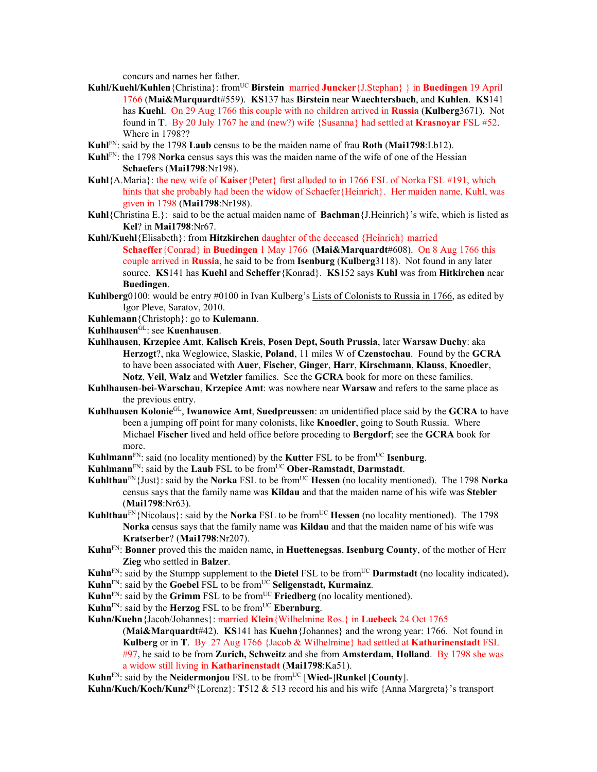concurs and names her father.

**Kuhl/Kuehl/Kuhlen**{Christina}: from[UC] **Birstein** married **Juncker**{J.Stephan} } in **Buedingen** 19 April 1766 (**Mai&Marquardt**#559). **KS**137 has **Birstein** near **Waechtersbach**, and **Kuhlen**. **KS**141 has **Kuehl**. On 29 Aug 1766 this couple with no children arrived in **Russia** (**Kulberg**3671). Not found in **T**. By 20 July 1767 he and (new?) wife {Susanna} had settled at **Krasnoyar** FSL #52. Where in 1798??

**Kuhl**[FN]: said by the 1798 **Laub** census to be the maiden name of frau **Roth** (**Mai1798**:Lb12).

**Kuhl**[FN]: the 1798 **Norka** census says this was the maiden name of the wife of one of the Hessian **Schaefer**s (**Mai1798**:Nr198).

**Kuhl**{A.Maria}: the new wife of **Kaiser**{Peter} first alluded to in 1766 FSL of Norka FSL #191, which hints that she probably had been the widow of Schaefer{Heinrich}. Her maiden name, Kuhl, was given in 1798 (**Mai1798**:Nr198).

**Kuhl**{Christina E.}: said to be the actual maiden name of **Bachman**{J.Heinrich}'s wife, which is listed as **Kel**? in **Mai1798**:Nr67.

**Kuhl/Kuehl**{Elisabeth}: from **Hitzkirchen** daughter of the deceased {Heinrich} married **Schaeffer**{Conrad} in **Buedingen** 1 May 1766 (**Mai&Marquardt**#608). On 8 Aug 1766 this couple arrived in **Russia**, he said to be from **Isenburg** (**Kulberg**3118). Not found in any later source. **KS**141 has **Kuehl** and **Scheffer**{Konrad}. **KS**152 says **Kuhl** was from **Hitkirchen** near **Buedingen**.

**Kuhlberg**0100: would be entry #0100 in Ivan Kulberg's Lists of Colonists to Russia in 1766, as edited by Igor Pleve, Saratov, 2010.

**Kuhlemann**{Christoph}: go to **Kulemann**.

**Kuhlhausen**[GL]: see **Kuenhausen**.

**Kuhlhausen**, **Krzepice Amt**, **Kalisch Kreis**, **Posen Dept, South Prussia**, later **Warsaw Duchy**: aka **Herzogt**?, nka Weglowice, Slaskie, **Poland**, 11 miles W of **Czenstochau**. Found by the **GCRA** to have been associated with **Auer**, **Fischer**, **Ginger**, **Harr**, **Kirschmann**, **Klauss**, **Knoedler**, **Notz**, **Veil**, **Walz** and **Wetzler** families. See the **GCRA** book for more on these families.

**Kuhlhausen-bei-Warschau**, **Krzepice Amt**: was nowhere near **Warsaw** and refers to the same place as the previous entry.

**Kuhlhausen Kolonie**[GL], **Iwanowice Amt**, **Suedpreussen**: an unidentified place said by the **GCRA** to have been a jumping off point for many colonists, like **Knoedler**, going to South Russia. Where Michael **Fischer** lived and held office before proceding to **Bergdorf**; see the **GCRA** book for more.

**Kuhlmann**[FN]: said (no locality mentioned) by the **Kutter** FSL to be from[UC] **Isenburg**.

**Kuhlmann**[FN]: said by the **Laub** FSL to be from[UC] **Ober-Ramstadt**, **Darmstadt**.

**Kuhlthau**[FN]{Just}: said by the **Norka** FSL to be from[UC] **Hessen** (no locality mentioned). The 1798 **Norka** census says that the family name was **Kildau** and that the maiden name of his wife was **Stebler** (**Mai1798**:Nr63).

**Kuhlthau**[FN]{Nicolaus}: said by the **Norka** FSL to be from[UC] **Hessen** (no locality mentioned). The 1798 **Norka** census says that the family name was **Kildau** and that the maiden name of his wife was **Kratserber**? (**Mai1798**:Nr207).

**Kuhn**[FN]: **Bonner** proved this the maiden name, in **Huettenegsas**, **Isenburg County**, of the mother of Herr **Zieg** who settled in **Balzer**.

**Kuhn**[FN]: said by the Stumpp supplement to the **Dietel** FSL to be from[UC] **Darmstadt** (no locality indicated)**.**

**Kuhn**[FN]: said by the **Goebel** FSL to be from[UC] **Seligenstadt, Kurmainz**.

**Kuhn**[FN]: said by the **Grimm** FSL to be from[UC] **Friedberg** (no locality mentioned).

**Kuhn**[FN]: said by the **Herzog** FSL to be from[UC] **Ebernburg**.

**Kuhn/Kuehn**{Jacob/Johannes}: married **Klein**{Wilhelmine Ros.} in **Luebeck** 24 Oct 1765 (**Mai&Marquardt**#42). **KS**141 has **Kuehn**{Johannes} and the wrong year: 1766. Not found in **Kulberg** or in **T**. By 27 Aug 1766 {Jacob & Wilhelmine} had settled at **Katharinenstadt** FSL #97, he said to be from **Zurich, Schweitz** and she from **Amsterdam, Holland**. By 1798 she was a widow still living in **Katharinenstadt** (**Mai1798**:Ka51).

**Kuhn**[FN]: said by the **Neidermonjou** FSL to be from[UC] [**Wied-**]**Runkel** [**County**].

**Kuhn/Kuch/Koch/Kunz**[FN]{Lorenz}: **T**512 & 513 record his and his wife {Anna Margreta}'s transport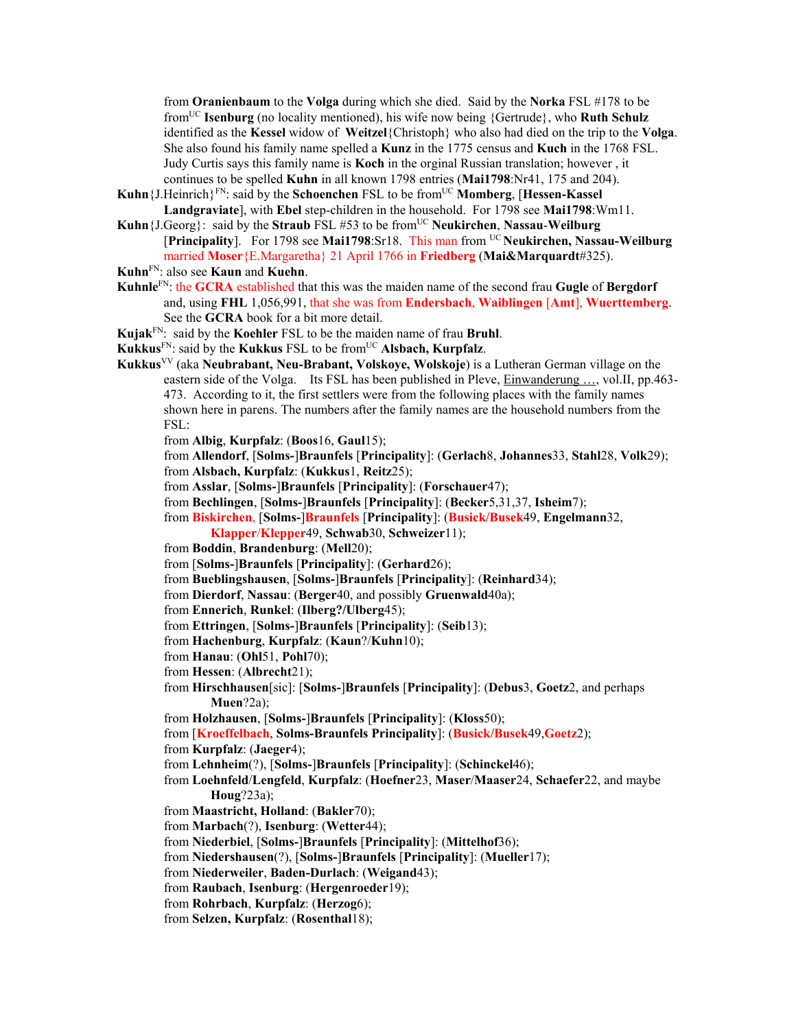from **Oranienbaum** to the **Volga** during which she died. Said by the **Norka** FSL #178 to be from[UC] **Isenburg** (no locality mentioned), his wife now being {Gertrude}, who **Ruth Schulz** identified as the **Kessel** widow of **Weitzel**{Christoph} who also had died on the trip to the **Volga**. She also found his family name spelled a **Kunz** in the 1775 census and **Kuch** in the 1768 FSL. Judy Curtis says this family name is **Koch** in the orginal Russian translation; however , it continues to be spelled **Kuhn** in all known 1798 entries (**Mai1798**:Nr41, 175 and 204).

**Kuhn**{J.Heinrich}[FN]: said by the **Schoenchen** FSL to be from[UC] **Momberg**, [**Hessen-Kassel Landgraviate**], with **Ebel** step-children in the household. For 1798 see **Mai1798**:Wm11.

**Kuhn**{J.Georg}: said by the **Straub** FSL #53 to be from[UC] **Neukirchen**, **Nassau-Weilburg** [**Principality**]. For 1798 see **Mai1798**:Sr18. This man from [UC] **Neukirchen, Nassau-Weilburg** married **Moser**{E.Margaretha} 21 April 1766 in **Friedberg** (**Mai&Marquardt**#325).

**Kuhn**[FN]: also see **Kaun** and **Kuehn**.

**Kuhnle**[FN]: the **GCRA** established that this was the maiden name of the second frau **Gugle** of **Bergdorf** and, using **FHL** 1,056,991, that she was from **Endersbach**, **Waiblingen** [**Amt**], **Wuerttemberg**. See the **GCRA** book for a bit more detail.

**Kujak**[FN]: said by the **Koehler** FSL to be the maiden name of frau **Bruhl**.

**Kukkus**[FN]: said by the **Kukkus** FSL to be from[UC] **Alsbach, Kurpfalz**.

**Kukkus**[VV] (aka **Neubrabant, Neu-Brabant, Volskoye, Wolskoje**) is a Lutheran German village on the eastern side of the Volga. Its FSL has been published in Pleve, Einwanderung …, vol.II, pp.463-473. According to it, the first settlers were from the following places with the family names shown here in parens. The numbers after the family names are the household numbers from the FSL:

from **Albig**, **Kurpfalz**: (**Boos**16, **Gaul**15);
from **Allendorf**, [**Solms-**]**Braunfels** [**Principality**]: (**Gerlach**8, **Johannes**33, **Stahl**28, **Volk**29);
from **Alsbach, Kurpfalz**: (**Kukkus**1, **Reitz**25);
from **Asslar**, [**Solms-**]**Braunfels** [**Principality**]: (**Forschauer**47);
from **Bechlingen**, [**Solms-**]**Braunfels** [**Principality**]: (**Becker**5,31,37, **Isheim**7);
from **Biskirchen**, [**Solms-**]**Braunfels** [**Principality**]: (**Busick/Busek**49, **Engelmann**32, **Klapper**/**Klepper**49, **Schwab**30, **Schweizer**11);
from **Boddin**, **Brandenburg**: (**Mell**20);
from [**Solms-**]**Braunfels** [**Principality**]: (**Gerhard**26);
from **Bueblingshausen**, [**Solms-**]**Braunfels** [**Principality**]: (**Reinhard**34);
from **Dierdorf**, **Nassau**: (**Berger**40, and possibly **Gruenwald**40a);
from **Ennerich**, **Runkel**: (**Ilberg?/Ulberg**45);
from **Ettringen**, [**Solms-**]**Braunfels** [**Principality**]: (**Seib**13);
from **Hachenburg**, **Kurpfalz**: (**Kaun**?/**Kuhn**10);
from **Hanau**: (**Ohl**51, **Pohl**70);
from **Hessen**: (**Albrecht**21);
from **Hirschhausen**[sic]: [**Solms-**]**Braunfels** [**Principality**]: (**Debus**3, **Goetz**2, and perhaps **Muen**?2a);
from **Holzhausen**, [**Solms-**]**Braunfels** [**Principality**]: (**Kloss**50);
from [**Kroeffelbach**, **Solms-Braunfels Principality**]: (**Busick/Busek**49,**Goetz**2);
from **Kurpfalz**: (**Jaeger**4);
from **Lehnheim**(?), [**Solms-**]**Braunfels** [**Principality**]: (**Schinckel**46);
from **Loehnfeld**/**Lengfeld**, **Kurpfalz**: (**Hoefner**23, **Maser**/**Maaser**24, **Schaefer**22, and maybe **Houg**?23a);
from **Maastricht, Holland**: (**Bakler**70);
from **Marbach**(?), **Isenburg**: (**Wetter**44);
from **Niederbiel**, [**Solms-**]**Braunfels** [**Principality**]: (**Mittelhof**36);
from **Niedershausen**(?), [**Solms-**]**Braunfels** [**Principality**]: (**Mueller**17);
from **Niederweiler**, **Baden-Durlach**: (**Weigand**43);
from **Raubach**, **Isenburg**: (**Hergenroeder**19);
from **Rohrbach**, **Kurpfalz**: (**Herzog**6);
from **Selzen, Kurpfalz**: (**Rosenthal**18);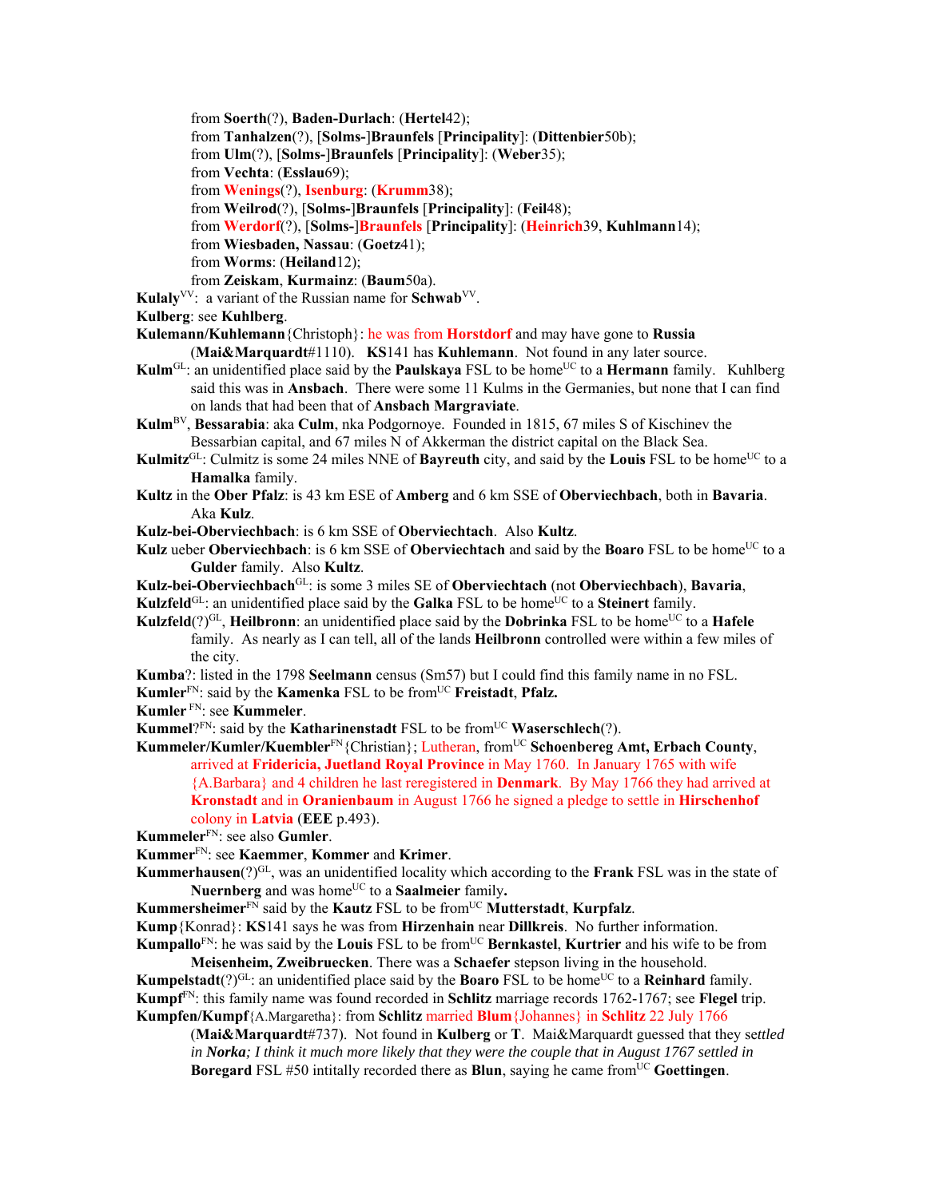from **Soerth**(?), **Baden-Durlach**: (**Hertel**42);
from **Tanhalzen**(?), [**Solms-**]**Braunfels** [**Principality**]: (**Dittenbier**50b);
from **Ulm**(?), [**Solms-**]**Braunfels** [**Principality**]: (**Weber**35);
from **Vechta**: (**Esslau**69);
from **Wenings**(?), **Isenburg**: (**Krumm**38);
from **Weilrod**(?), [**Solms-**]**Braunfels** [**Principality**]: (**Feil**48);
from **Werdorf**(?), [**Solms-**]**Braunfels** [**Principality**]: (**Heinrich**39, **Kuhlmann**14);
from **Wiesbaden, Nassau**: (**Goetz**41);
from **Worms**: (**Heiland**12);
from **Zeiskam**, **Kurmainz**: (**Baum**50a).

**Kulaly**[VV]: a variant of the Russian name for **Schwab**[VV].

**Kulberg**: see **Kuhlberg**.

**Kulemann/Kuhlemann**{Christoph}: he was from **Horstdorf** and may have gone to **Russia** (**Mai&Marquardt**#1110). **KS**141 has **Kuhlemann**. Not found in any later source.

**Kulm**[GL]: an unidentified place said by the **Paulskaya** FSL to be home[UC] to a **Hermann** family. Kuhlberg said this was in **Ansbach**. There were some 11 Kulms in the Germanies, but none that I can find on lands that had been that of **Ansbach Margraviate**.

**Kulm**[BV], **Bessarabia**: aka **Culm**, nka Podgornoye. Founded in 1815, 67 miles S of Kischinev the Bessarbian capital, and 67 miles N of Akkerman the district capital on the Black Sea.

**Kulmitz**[GL]: Culmitz is some 24 miles NNE of **Bayreuth** city, and said by the **Louis** FSL to be home[UC] to a **Hamalka** family.

**Kultz** in the **Ober Pfalz**: is 43 km ESE of **Amberg** and 6 km SSE of **Oberviechbach**, both in **Bavaria**. Aka **Kulz**.

**Kulz-bei-Oberviechbach**: is 6 km SSE of **Oberviechtach**. Also **Kultz**.

**Kulz** ueber **Oberviechbach**: is 6 km SSE of **Oberviechtach** and said by the **Boaro** FSL to be home[UC] to a **Gulder** family. Also **Kultz**.

**Kulz-bei-Oberviechbach**[GL]: is some 3 miles SE of **Oberviechtach** (not **Oberviechbach**), **Bavaria**,

**Kulzfeld**[GL]: an unidentified place said by the **Galka** FSL to be home[UC] to a **Steinert** family.

**Kulzfeld**(?)[GL], **Heilbronn**: an unidentified place said by the **Dobrinka** FSL to be home[UC] to a **Hafele** family. As nearly as I can tell, all of the lands **Heilbronn** controlled were within a few miles of the city.

**Kumba**?: listed in the 1798 **Seelmann** census (Sm57) but I could find this family name in no FSL.

**Kumler**[FN]: said by the **Kamenka** FSL to be from[UC] **Freistadt**, **Pfalz.**

**Kumler** [FN]: see **Kummeler**.

**Kummel**?[FN]: said by the **Katharinenstadt** FSL to be from[UC] **Waserschlech**(?).

**Kummeler/Kumler/Kuembler**[FN]{Christian}; Lutheran, from[UC] **Schoenbereg Amt, Erbach County**, arrived at **Fridericia, Juetland Royal Province** in May 1760. In January 1765 with wife {A.Barbara} and 4 children he last reregistered in **Denmark**. By May 1766 they had arrived at **Kronstadt** and in **Oranienbaum** in August 1766 he signed a pledge to settle in **Hirschenhof** colony in **Latvia** (**EEE** p.493).

**Kummeler**[FN]: see also **Gumler**.

**Kummer**[FN]: see **Kaemmer**, **Kommer** and **Krimer**.

**Kummerhausen**(?)[GL], was an unidentified locality which according to the **Frank** FSL was in the state of **Nuernberg** and was home[UC] to a **Saalmeier** family**.**

**Kummersheimer**[FN] said by the **Kautz** FSL to be from[UC] **Mutterstadt**, **Kurpfalz**.

**Kump**{Konrad}: **KS**141 says he was from **Hirzenhain** near **Dillkreis**. No further information.

**Kumpallo**[FN]: he was said by the **Louis** FSL to be from[UC] **Bernkastel**, **Kurtrier** and his wife to be from **Meisenheim, Zweibruecken**. There was a **Schaefer** stepson living in the household.

**Kumpelstadt**(?)[GL]: an unidentified place said by the **Boaro** FSL to be home[UC] to a **Reinhard** family.

**Kumpf**[FN]: this family name was found recorded in **Schlitz** marriage records 1762-1767; see **Flegel** trip.

**Kumpfen/Kumpf**{A.Margaretha}: from **Schlitz** married **Blum**{Johannes} in **Schlitz** 22 July 1766 (**Mai&Marquardt**#737). Not found in **Kulberg** or **T**. Mai&Marquardt guessed that they se*ttled in **Norka**; I think it much more likely that they were the couple that in August 1767 settled in* **Boregard** FSL #50 intitally recorded there as **Blun**, saying he came from[UC] **Goettingen**.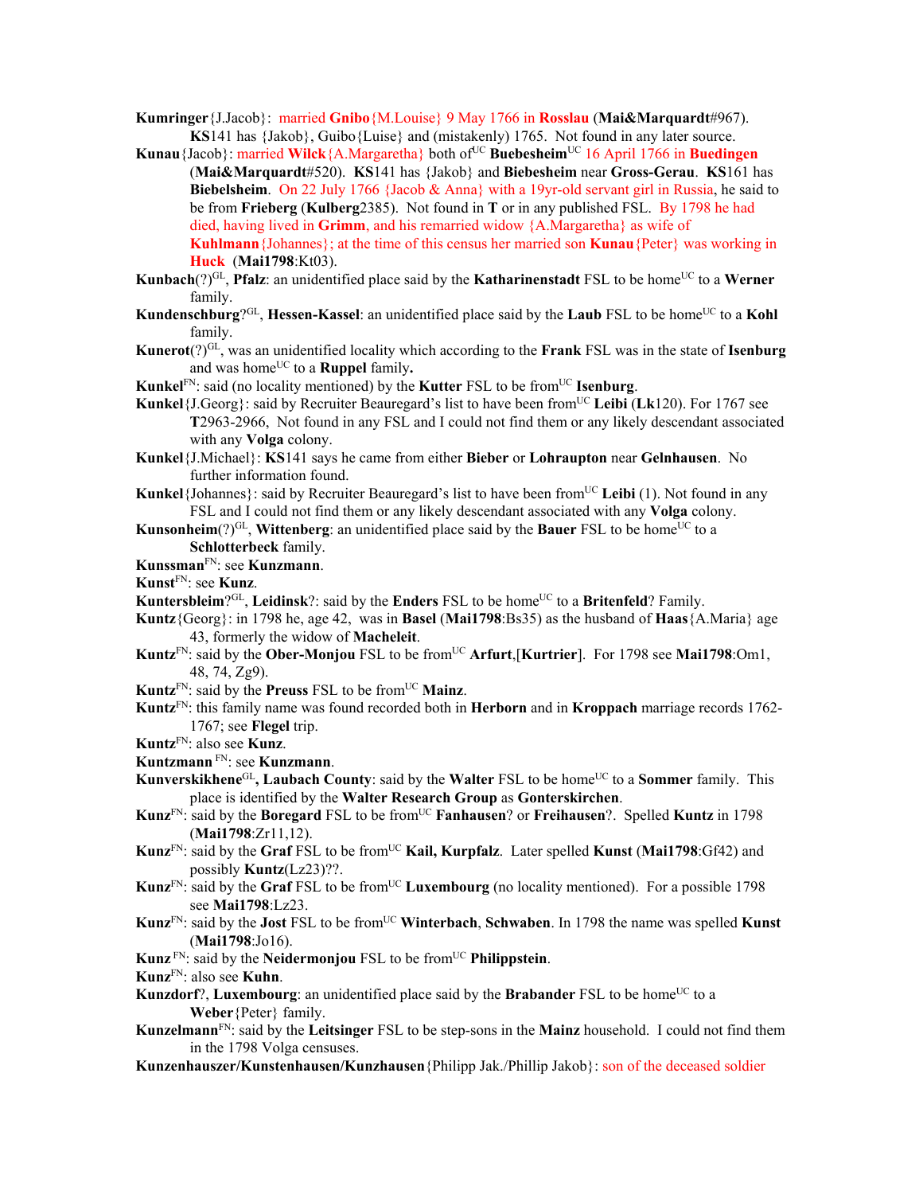**Kumringer**{J.Jacob}: married **Gnibo**{M.Louise} 9 May 1766 in **Rosslau** (**Mai&Marquardt**#967). **KS**141 has {Jakob}, Guibo{Luise} and (mistakenly) 1765. Not found in any later source.

**Kunau**{Jacob}: married **Wilck**{A.Margaretha} both of[UC] **Buebesheim**[UC] 16 April 1766 in **Buedingen** (**Mai&Marquardt**#520). **KS**141 has {Jakob} and **Biebesheim** near **Gross-Gerau**. **KS**161 has **Biebelsheim**. On 22 July 1766 {Jacob & Anna} with a 19yr-old servant girl in Russia, he said to be from **Frieberg** (**Kulberg**2385). Not found in **T** or in any published FSL. By 1798 he had died, having lived in **Grimm**, and his remarried widow {A.Margaretha} as wife of **Kuhlmann**{Johannes}; at the time of this census her married son **Kunau**{Peter} was working in **Huck** (**Mai1798**:Kt03).

**Kunbach**(?)[GL], **Pfalz**: an unidentified place said by the **Katharinenstadt** FSL to be home[UC] to a **Werner** family.

**Kundenschburg**?[GL], **Hessen-Kassel**: an unidentified place said by the **Laub** FSL to be home[UC] to a **Kohl** family.

**Kunerot**(?)[GL], was an unidentified locality which according to the **Frank** FSL was in the state of **Isenburg** and was home[UC] to a **Ruppel** family**.**

**Kunkel**[FN]: said (no locality mentioned) by the **Kutter** FSL to be from[UC] **Isenburg**.

**Kunkel**{J.Georg}: said by Recruiter Beauregard's list to have been from[UC] **Leibi** (**Lk**120). For 1767 see **T**2963-2966, Not found in any FSL and I could not find them or any likely descendant associated with any **Volga** colony.

**Kunkel**{J.Michael}: **KS**141 says he came from either **Bieber** or **Lohraupton** near **Gelnhausen**. No further information found.

**Kunkel**{Johannes}: said by Recruiter Beauregard's list to have been from[UC] **Leibi** (1). Not found in any FSL and I could not find them or any likely descendant associated with any **Volga** colony.

**Kunsonheim**(?)[GL], **Wittenberg**: an unidentified place said by the **Bauer** FSL to be home[UC] to a **Schlotterbeck** family.

**Kunssman**[FN]: see **Kunzmann**.

**Kunst**[FN]: see **Kunz**.

**Kuntersbleim**?[GL], **Leidinsk**?: said by the **Enders** FSL to be home[UC] to a **Britenfeld**? Family.

**Kuntz**{Georg}: in 1798 he, age 42, was in **Basel** (**Mai1798**:Bs35) as the husband of **Haas**{A.Maria} age 43, formerly the widow of **Macheleit**.

**Kuntz**[FN]: said by the **Ober-Monjou** FSL to be from[UC] **Arfurt**,[**Kurtrier**]. For 1798 see **Mai1798**:Om1, 48, 74, Zg9).

**Kuntz**[FN]: said by the **Preuss** FSL to be from[UC] **Mainz**.

**Kuntz**[FN]: this family name was found recorded both in **Herborn** and in **Kroppach** marriage records 1762-1767; see **Flegel** trip.

**Kuntz**[FN]: also see **Kunz**.

**Kuntzmann** [FN]: see **Kunzmann**.

**Kunverskikhene**[GL]**, Laubach County**: said by the **Walter** FSL to be home[UC] to a **Sommer** family. This place is identified by the **Walter Research Group** as **Gonterskirchen**.

**Kunz**[FN]: said by the **Boregard** FSL to be from[UC] **Fanhausen**? or **Freihausen**?. Spelled **Kuntz** in 1798 (**Mai1798**:Zr11,12).

**Kunz**[FN]: said by the **Graf** FSL to be from[UC] **Kail, Kurpfalz**. Later spelled **Kunst** (**Mai1798**:Gf42) and possibly **Kuntz**(Lz23)??.

**Kunz**[FN]: said by the **Graf** FSL to be from[UC] **Luxembourg** (no locality mentioned). For a possible 1798 see **Mai1798**:Lz23.

**Kunz**[FN]: said by the **Jost** FSL to be from[UC] **Winterbach**, **Schwaben**. In 1798 the name was spelled **Kunst** (**Mai1798**:Jo16).

**Kunz** [FN]: said by the **Neidermonjou** FSL to be from[UC] **Philippstein**.

**Kunz**[FN]: also see **Kuhn**.

**Kunzdorf**?, **Luxembourg**: an unidentified place said by the **Brabander** FSL to be home[UC] to a **Weber**{Peter} family.

**Kunzelmann**[FN]: said by the **Leitsinger** FSL to be step-sons in the **Mainz** household. I could not find them in the 1798 Volga censuses.

**Kunzenhauszer/Kunstenhausen/Kunzhausen**{Philipp Jak./Phillip Jakob}: son of the deceased soldier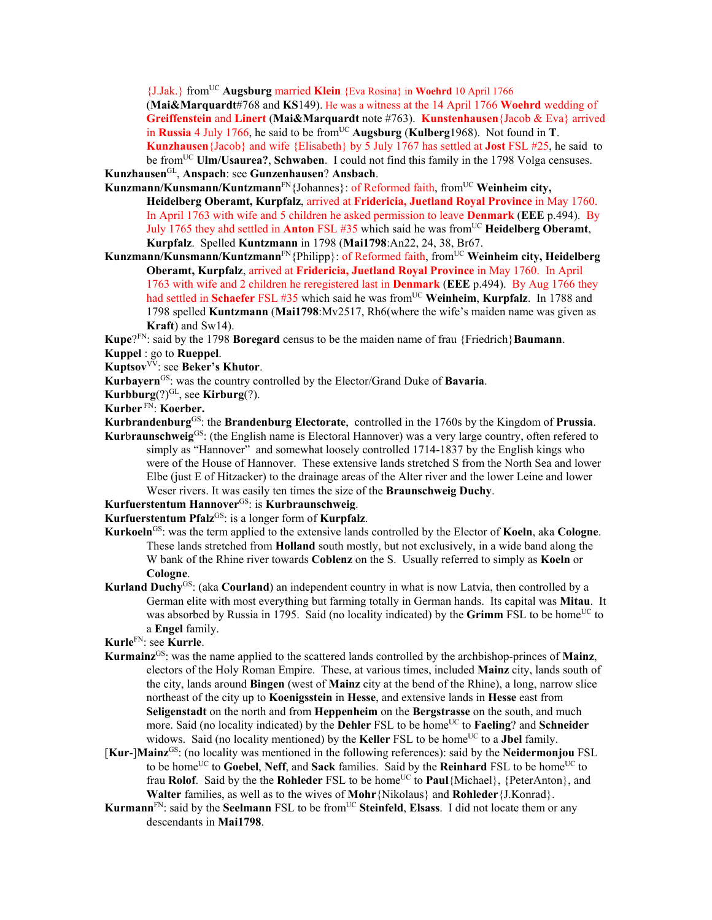{J.Jak.} from[UC] **Augsburg** married **Klein** {Eva Rosina} in **Woehrd** 10 April 1766 (**Mai&Marquardt**#768 and **KS**149). He was a witness at the 14 April 1766 **Woehrd** wedding of **Greiffenstein** and **Linert** (**Mai&Marquardt** note #763). **Kunstenhausen**{Jacob & Eva} arrived in **Russia** 4 July 1766, he said to be from[UC] **Augsburg** (**Kulberg**1968). Not found in **T**. **Kunzhausen**{Jacob} and wife {Elisabeth} by 5 July 1767 has settled at **Jost** FSL #25, he said to be from[UC] **Ulm/Usaurea?**, **Schwaben**. I could not find this family in the 1798 Volga censuses.

**Kunzhausen**[GL], **Anspach**: see **Gunzenhausen**? **Ansbach**.

**Kunzmann/Kunsmann/Kuntzmann**[FN]{Johannes}: of Reformed faith, from[UC] **Weinheim city, Heidelberg Oberamt, Kurpfalz**, arrived at **Fridericia, Juetland Royal Province** in May 1760. In April 1763 with wife and 5 children he asked permission to leave **Denmark** (**EEE** p.494). By July 1765 they ahd settled in **Anton** FSL #35 which said he was from[UC] **Heidelberg Oberamt, Kurpfalz**. Spelled **Kuntzmann** in 1798 (**Mai1798**:An22, 24, 38, Br67.

**Kunzmann/Kunsmann/Kuntzmann**[FN]{Philipp}: of Reformed faith, from[UC] **Weinheim city, Heidelberg Oberamt, Kurpfalz**, arrived at **Fridericia, Juetland Royal Province** in May 1760. In April 1763 with wife and 2 children he reregistered last in **Denmark** (**EEE** p.494). By Aug 1766 they had settled in **Schaefer** FSL #35 which said he was from[UC] **Weinheim**, **Kurpfalz**. In 1788 and 1798 spelled **Kuntzmann** (**Mai1798**:Mv2517, Rh6(where the wife's maiden name was given as **Kraft**) and Sw14).

**Kupe**?[FN]: said by the 1798 **Boregard** census to be the maiden name of frau {Friedrich}**Baumann**.

**Kuppel** : go to **Rueppel**.

**Kuptsov**[VV]: see **Beker's Khutor**.

**Kurbayern**[GS]: was the country controlled by the Elector/Grand Duke of **Bavaria**.

**Kurbburg**(?)[GL], see **Kirburg**(?).

**Kurber** [FN]: **Koerber.**

**Kurbrandenburg**[GS]: the **Brandenburg Electorate**, controlled in the 1760s by the Kingdom of **Prussia**.

**Kur**braunschweig[GS]: (the English name is Electoral Hannover) was a very large country, often refered to simply as "Hannover" and somewhat loosely controlled 1714-1837 by the English kings who were of the House of Hannover. These extensive lands stretched S from the North Sea and lower Elbe (just E of Hitzacker) to the drainage areas of the Alter river and the lower Leine and lower Weser rivers. It was easily ten times the size of the **Braunschweig Duchy**.

**Kurfuerstentum Hannover**[GS]: is **Kurbraunschweig**.

**Kurfuerstentum Pfalz**[GS]: is a longer form of **Kurpfalz**.

**Kurkoeln**[GS]: was the term applied to the extensive lands controlled by the Elector of **Koeln**, aka **Cologne**. These lands stretched from **Holland** south mostly, but not exclusively, in a wide band along the W bank of the Rhine river towards **Coblenz** on the S. Usually referred to simply as **Koeln** or **Cologne**.

**Kurland Duchy**[GS]: (aka **Courland**) an independent country in what is now Latvia, then controlled by a German elite with most everything but farming totally in German hands. Its capital was **Mitau**. It was absorbed by Russia in 1795. Said (no locality indicated) by the **Grimm** FSL to be home[UC] to a **Engel** family.

**Kurle**[FN]: see **Kurrle**.

**Kurmainz**[GS]: was the name applied to the scattered lands controlled by the archbishop-princes of **Mainz**, electors of the Holy Roman Empire. These, at various times, included **Mainz** city, lands south of the city, lands around **Bingen** (west of **Mainz** city at the bend of the Rhine), a long, narrow slice northeast of the city up to **Koenigsstein** in **Hesse**, and extensive lands in **Hesse** east from **Seligenstadt** on the north and from **Heppenheim** on the **Bergstrasse** on the south, and much more. Said (no locality indicated) by the **Dehler** FSL to be home[UC] to **Faeling**? and **Schneider** widows. Said (no locality mentioned) by the **Keller** FSL to be home[UC] to a **Jbel** family.

[**Kur**-]**Mainz**[GS]: (no locality was mentioned in the following references): said by the **Neidermonjou** FSL to be home[UC] to **Goebel**, **Neff**, and **Sack** families. Said by the **Reinhard** FSL to be home[UC] to frau **Rolof**. Said by the the **Rohleder** FSL to be home[UC] to **Paul**{Michael}, {PeterAnton}, and **Walter** families, as well as to the wives of **Mohr**{Nikolaus} and **Rohleder**{J.Konrad}.

**Kurmann**[FN]: said by the **Seelmann** FSL to be from[UC] **Steinfeld**, **Elsass**. I did not locate them or any descendants in **Mai1798**.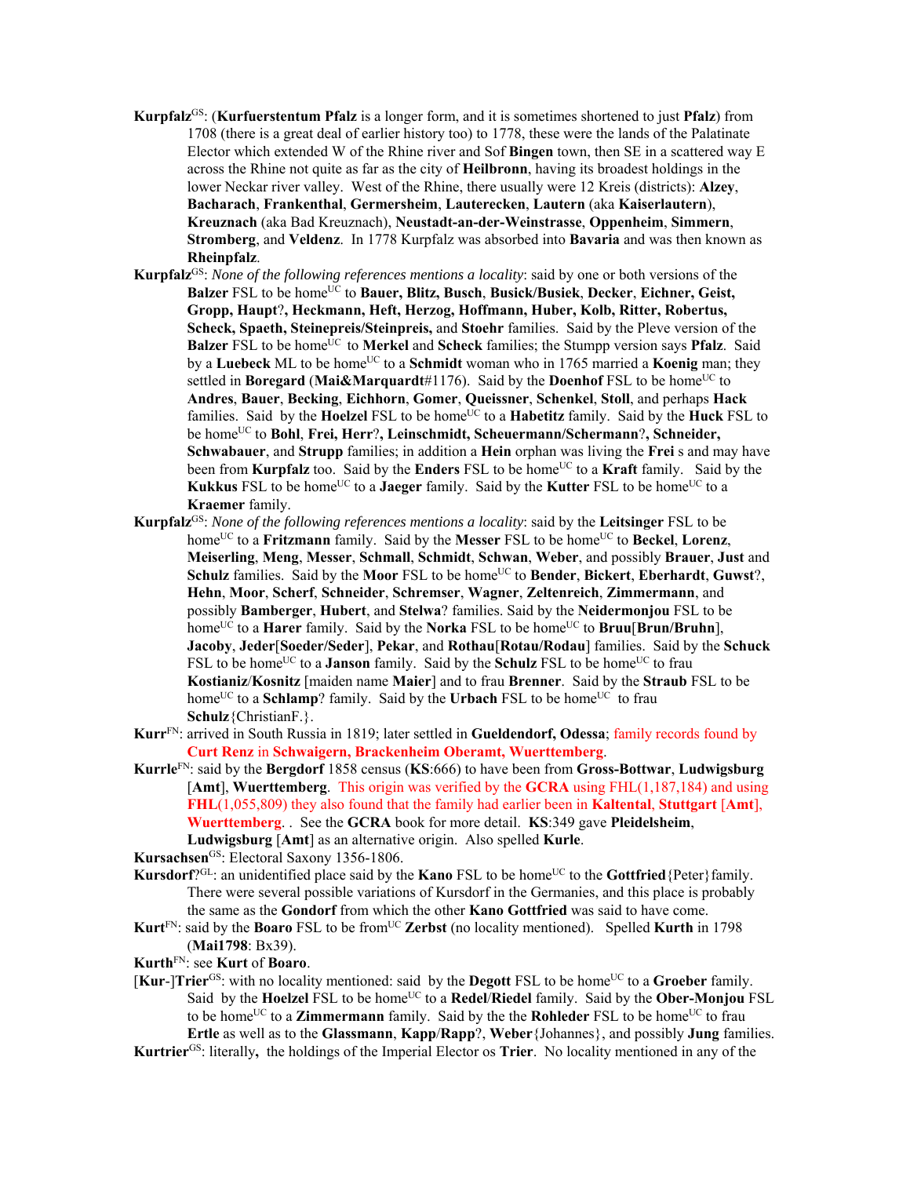**Kurpfalz**[GS]: (**Kurfuerstentum Pfalz** is a longer form, and it is sometimes shortened to just **Pfalz**) from 1708 (there is a great deal of earlier history too) to 1778, these were the lands of the Palatinate Elector which extended W of the Rhine river and Sof **Bingen** town, then SE in a scattered way E across the Rhine not quite as far as the city of **Heilbronn**, having its broadest holdings in the lower Neckar river valley. West of the Rhine, there usually were 12 Kreis (districts): **Alzey**, **Bacharach**, **Frankenthal**, **Germersheim**, **Lauterecken**, **Lautern** (aka **Kaiserlautern**), **Kreuznach** (aka Bad Kreuznach), **Neustadt-an-der-Weinstrasse**, **Oppenheim**, **Simmern**, **Stromberg**, and **Veldenz**. In 1778 Kurpfalz was absorbed into **Bavaria** and was then known as **Rheinpfalz**.

**Kurpfalz**[GS]: *None of the following references mentions a locality*: said by one or both versions of the **Balzer** FSL to be home[UC] to **Bauer, Blitz, Busch**, **Busick/Busiek**, **Decker**, **Eichner, Geist, Gropp, Haupt**?**, Heckmann, Heft, Herzog, Hoffmann, Huber, Kolb, Ritter, Robertus, Scheck, Spaeth, Steinepreis/Steinpreis,** and **Stoehr** families. Said by the Pleve version of the **Balzer** FSL to be home[UC] to **Merkel** and **Scheck** families; the Stumpp version says **Pfalz**. Said by a **Luebeck** ML to be home[UC] to a **Schmidt** woman who in 1765 married a **Koenig** man; they settled in **Boregard** (**Mai&Marquardt**#1176). Said by the **Doenhof** FSL to be home[UC] to **Andres**, **Bauer**, **Becking**, **Eichhorn**, **Gomer**, **Queissner**, **Schenkel**, **Stoll**, and perhaps **Hack** families. Said by the **Hoelzel** FSL to be home[UC] to a **Habetitz** family. Said by the **Huck** FSL to be home[UC] to **Bohl**, **Frei, Herr**?**, Leinschmidt, Scheuermann/Schermann**?**, Schneider, Schwabauer**, and **Strupp** families; in addition a **Hein** orphan was living the **Frei** s and may have been from **Kurpfalz** too. Said by the **Enders** FSL to be home[UC] to a **Kraft** family. Said by the **Kukkus** FSL to be home[UC] to a **Jaeger** family. Said by the **Kutter** FSL to be home[UC] to a **Kraemer** family.

**Kurpfalz**[GS]: *None of the following references mentions a locality*: said by the **Leitsinger** FSL to be home[UC] to a **Fritzmann** family. Said by the **Messer** FSL to be home[UC] to **Beckel**, **Lorenz**, **Meiserling**, **Meng**, **Messer**, **Schmall**, **Schmidt**, **Schwan**, **Weber**, and possibly **Brauer**, **Just** and **Schulz** families. Said by the **Moor** FSL to be home[UC] to **Bender**, **Bickert**, **Eberhardt**, **Guwst**?, **Hehn**, **Moor**, **Scherf**, **Schneider**, **Schremser**, **Wagner**, **Zeltenreich**, **Zimmermann**, and possibly **Bamberger**, **Hubert**, and **Stelwa**? families. Said by the **Neidermonjou** FSL to be home[UC] to a **Harer** family. Said by the **Norka** FSL to be home[UC] to **Bruu**[**Brun/Bruhn**], **Jacoby**, **Jeder**[**Soeder/Seder**], **Pekar**, and **Rothau**[**Rotau/Rodau**] families. Said by the **Schuck** FSL to be home[UC] to a **Janson** family. Said by the **Schulz** FSL to be home[UC] to frau **Kostianiz**/**Kosnitz** [maiden name **Maier**] and to frau **Brenner**. Said by the **Straub** FSL to be home[UC] to a **Schlamp**? family. Said by the **Urbach** FSL to be home[UC] to frau **Schulz**{ChristianF.}.

**Kurr**[FN]: arrived in South Russia in 1819; later settled in **Gueldendorf, Odessa**; family records found by **Curt Renz** in **Schwaigern, Brackenheim Oberamt, Wuerttemberg**.

**Kurrle**[FN]: said by the **Bergdorf** 1858 census (**KS**:666) to have been from **Gross-Bottwar**, **Ludwigsburg** [**Amt**], **Wuerttemberg**. This origin was verified by the **GCRA** using FHL(1,187,184) and using **FHL**(1,055,809) they also found that the family had earlier been in **Kaltental**, **Stuttgart** [**Amt**], **Wuerttemberg**. . See the **GCRA** book for more detail. **KS**:349 gave **Pleidelsheim**, **Ludwigsburg** [**Amt**] as an alternative origin. Also spelled **Kurle**.

**Kursachsen**[GS]: Electoral Saxony 1356-1806.

**Kursdorf**?[GL]: an unidentified place said by the **Kano** FSL to be home[UC] to the **Gottfried**{Peter}family. There were several possible variations of Kursdorf in the Germanies, and this place is probably the same as the **Gondorf** from which the other **Kano Gottfried** was said to have come.

**Kurt**[FN]: said by the **Boaro** FSL to be from[UC] **Zerbst** (no locality mentioned). Spelled **Kurth** in 1798 (**Mai1798**: Bx39).

**Kurth**[FN]: see **Kurt** of **Boaro**.

[**Kur**-]**Trier**[GS]: with no locality mentioned: said by the **Degott** FSL to be home[UC] to a **Groeber** family. Said by the **Hoelzel** FSL to be home[UC] to a **Redel**/**Riedel** family. Said by the **Ober-Monjou** FSL to be home[UC] to a **Zimmermann** family. Said by the the **Rohleder** FSL to be home[UC] to frau **Ertle** as well as to the **Glassmann**, **Kapp**/**Rapp**?, **Weber**{Johannes}, and possibly **Jung** families.

**Kurtrier**[GS]: literally**,** the holdings of the Imperial Elector os **Trier**. No locality mentioned in any of the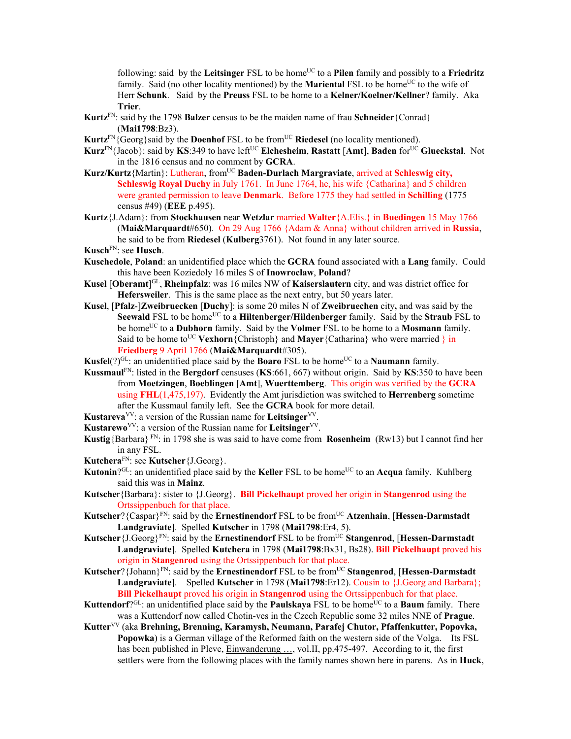following: said by the **Leitsinger** FSL to be home[UC] to a **Pilen** family and possibly to a **Friedritz** family. Said (no other locality mentioned) by the **Mariental** FSL to be home[UC] to the wife of Herr **Schunk**. Said by the **Preuss** FSL to be home to a **Kelner/Koelner/Kellner**? family. Aka **Trier**.

**Kurtz**[FN]: said by the 1798 **Balzer** census to be the maiden name of frau **Schneider**{Conrad} (**Mai1798**:Bz3).

**Kurtz**[FN]{Georg}said by the **Doenhof** FSL to be from[UC] **Riedesel** (no locality mentioned).

**Kurz**[FN]{Jacob}: said by **KS**:349 to have left[UC] **Elchesheim**, **Rastatt** [**Amt**], **Baden** for[UC] **Glueckstal**. Not in the 1816 census and no comment by **GCRA**.

**Kurz/Kurtz**{Martin}: Lutheran, from[UC] **Baden-Durlach Margraviate**, arrived at **Schleswig city, Schleswig Royal Duchy** in July 1761. In June 1764, he, his wife {Catharina} and 5 children were granted permission to leave **Denmark**. Before 1775 they had settled in **Schilling** (1775 census #49) (**EEE** p.495).

**Kurtz**{J.Adam}: from **Stockhausen** near **Wetzlar** married **Walter**{A.Elis.} in **Buedingen** 15 May 1766 (**Mai&Marquardt**#650). On 29 Aug 1766 {Adam & Anna} without children arrived in **Russia**, he said to be from **Riedesel** (**Kulberg**3761). Not found in any later source.

**Kusch**[FN]: see **Husch**.

**Kuschedole**, **Poland**: an unidentified place which the **GCRA** found associated with a **Lang** family. Could this have been Koziedoly 16 miles S of **Inowroclaw**, **Poland**?

**Kusel** [**Oberamt**][GL], **Rheinpfalz**: was 16 miles NW of **Kaiserslautern** city, and was district office for **Hefersweiler**. This is the same place as the next entry, but 50 years later.

**Kusel**, [**Pfalz**-]**Zweibruecken** [**Duchy**]: is some 20 miles N of **Zweibruechen** city**,** and was said by the **Seewald** FSL to be home[UC] to a **Hiltenberger/Hildenberger** family. Said by the **Straub** FSL to be home[UC] to a **Dubhorn** family. Said by the **Volmer** FSL to be home to a **Mosmann** family. Said to be home to[UC] **Vexhorn**{Christoph} and **Mayer**{Catharina} who were married } in **Friedberg** 9 April 1766 (**Mai&Marquardt**#305).

**Kusfel**(?)[GL]: an unidentified place said by the **Boaro** FSL to be home[UC] to a **Naumann** family.

**Kussmaul**[FN]: listed in the **Bergdorf** censuses (**KS**:661, 667) without origin. Said by **KS**:350 to have been from **Moetzingen**, **Boeblingen** [**Amt**], **Wuerttemberg**. This origin was verified by the **GCRA** using **FHL**(1,475,197). Evidently the Amt jurisdiction was switched to **Herrenberg** sometime after the Kussmaul family left. See the **GCRA** book for more detail.

**Kustareva**[VV]: a version of the Russian name for **Leitsinger**[VV].

**Kustarewo**[VV]: a version of the Russian name for **Leitsinger**[VV].

**Kustig**{Barbara} [FN]: in 1798 she is was said to have come from **Rosenheim** (Rw13) but I cannot find her in any FSL.

**Kutchera**[FN]: see **Kutscher**{J.Georg}.

**Kutonin**?[GL]: an unidentified place said by the **Keller** FSL to be home[UC] to an **Acqua** family. Kuhlberg said this was in **Mainz**.

**Kutscher**{Barbara}: sister to {J.Georg}. **Bill Pickelhaupt** proved her origin in **Stangenrod** using the Ortssippenbuch for that place.

**Kutscher**?{Caspar}[FN]: said by the **Ernestinendorf** FSL to be from[UC] **Atzenhain**, [**Hessen-Darmstadt Landgraviate**]. Spelled **Kutscher** in 1798 (**Mai1798**:Er4, 5).

**Kutscher**{J.Georg}[FN]: said by the **Ernestinendorf** FSL to be from[UC] **Stangenrod**, [**Hessen-Darmstadt Landgraviate**]. Spelled **Kutchera** in 1798 (**Mai1798**:Bx31, Bs28). **Bill Pickelhaupt** proved his origin in **Stangenrod** using the Ortssippenbuch for that place.

**Kutscher**?{Johann}[FN]: said by the **Ernestinendorf** FSL to be from[UC] **Stangenrod**, [**Hessen-Darmstadt Landgraviate**]. Spelled **Kutscher** in 1798 (**Mai1798**:Er12). Cousin to {J.Georg and Barbara}; **Bill Pickelhaupt** proved his origin in **Stangenrod** using the Ortssippenbuch for that place.

**Kuttendorf**?[GL]: an unidentified place said by the **Paulskaya** FSL to be home[UC] to a **Baum** family. There was a Kuttendorf now called Chotin-ves in the Czech Republic some 32 miles NNE of **Prague**.

**Kutter**[VV] (aka **Brehning, Brenning, Karamysh, Neumann, Parafej Chutor, Pfaffenkutter, Popovka, Popowka**) is a German village of the Reformed faith on the western side of the Volga. Its FSL has been published in Pleve, Einwanderung …, vol.II, pp.475-497. According to it, the first settlers were from the following places with the family names shown here in parens. As in **Huck**,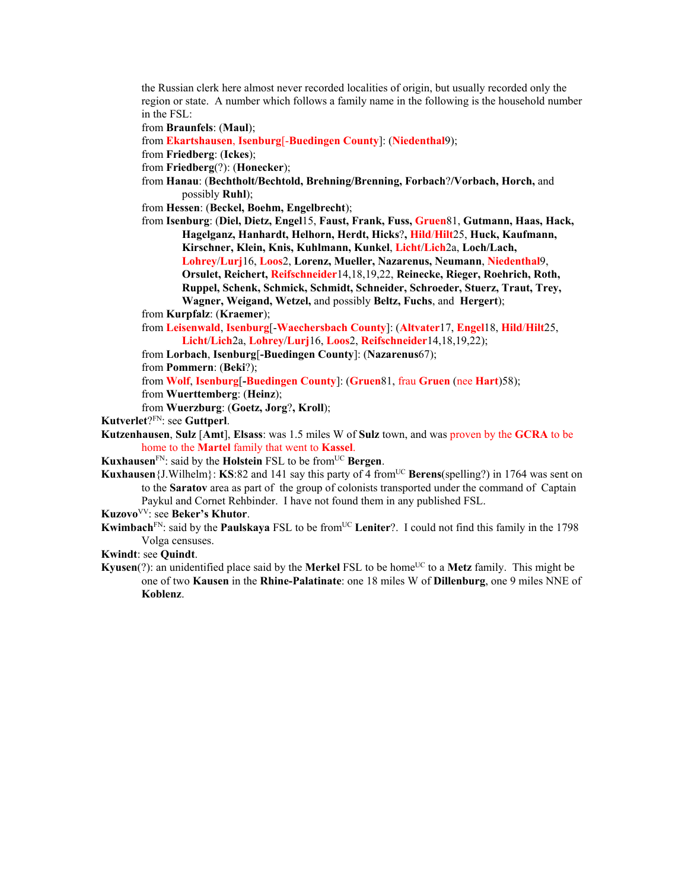the Russian clerk here almost never recorded localities of origin, but usually recorded only the region or state. A number which follows a family name in the following is the household number in the FSL:

from **Braunfels**: (**Maul**);

from **Ekartshausen**, **Isenburg**[-**Buedingen County**]: (**Niedenthal**9);

from **Friedberg**: (**Ickes**);

from **Friedberg**(?): (**Honecker**);

from **Hanau**: (**Bechtholt/Bechtold, Brehning/Brenning, Forbach**?/**Vorbach, Horch,** and possibly **Ruhl**);

from **Hessen**: (**Beckel, Boehm, Engelbrecht**);

from **Isenburg**: (**Diel, Dietz, Engel**15, **Faust, Frank, Fuss, Gruen**81, **Gutmann, Haas, Hack, Hagelganz, Hanhardt, Helhorn, Herdt, Hicks**?, **Hild**/**Hilt**25, **Huck, Kaufmann, Kirschner, Klein, Knis, Kuhlmann, Kunkel**, **Licht**/**Lich**2a, **Loch/Lach, Lohrey**/**Lurj**16, **Loos**2, **Lorenz, Mueller, Nazarenus, Neumann**, **Niedenthal**9, **Orsulet, Reichert**, **Reifschneider**14,18,19,22, **Reinecke, Rieger, Roehrich, Roth, Ruppel, Schenk, Schmick, Schmidt, Schneider, Schroeder, Stuerz, Traut, Trey, Wagner, Weigand, Wetzel,** and possibly **Beltz, Fuchs**, and **Hergert**);

from **Kurpfalz**: (**Kraemer**);

from **Leisenwald**, **Isenburg**[-**Waechersbach County**]: (**Altvater**17, **Engel**18, **Hild**/**Hilt**25, **Licht**/**Lich**2a, **Lohrey**/**Lurj**16, **Loos**2, **Reifschneider**14,18,19,22);

from **Lorbach**, **Isenburg**[-**Buedingen County**]: (**Nazarenus**67);

from **Pommern**: (**Beki**?);

from **Wolf**, **Isenburg**[-**Buedingen County**]: (**Gruen**81, frau **Gruen** (nee **Hart**)58);

from **Wuerttemberg**: (**Heinz**);

from **Wuerzburg**: (**Goetz, Jorg**?, **Kroll**);

**Kutverlet**?[FN]: see **Guttperl**.

**Kutzenhausen**, **Sulz** [**Amt**], **Elsass**: was 1.5 miles W of **Sulz** town, and was proven by the **GCRA** to be home to the **Martel** family that went to **Kassel**.

**Kuxhausen**[FN]: said by the **Holstein** FSL to be from[UC] **Bergen**.

**Kuxhausen**{J.Wilhelm}: **KS**:82 and 141 say this party of 4 from[UC] **Berens**(spelling?) in 1764 was sent on to the **Saratov** area as part of the group of colonists transported under the command of Captain Paykul and Cornet Rehbinder. I have not found them in any published FSL.

**Kuzovo**[VV]: see **Beker's Khutor**.

**Kwimbach**[FN]: said by the **Paulskaya** FSL to be from[UC] **Leniter**?. I could not find this family in the 1798 Volga censuses.

**Kwindt**: see **Quindt**.

**Kyusen**(?): an unidentified place said by the **Merkel** FSL to be home[UC] to a **Metz** family. This might be one of two **Kausen** in the **Rhine-Palatinate**: one 18 miles W of **Dillenburg**, one 9 miles NNE of **Koblenz**.